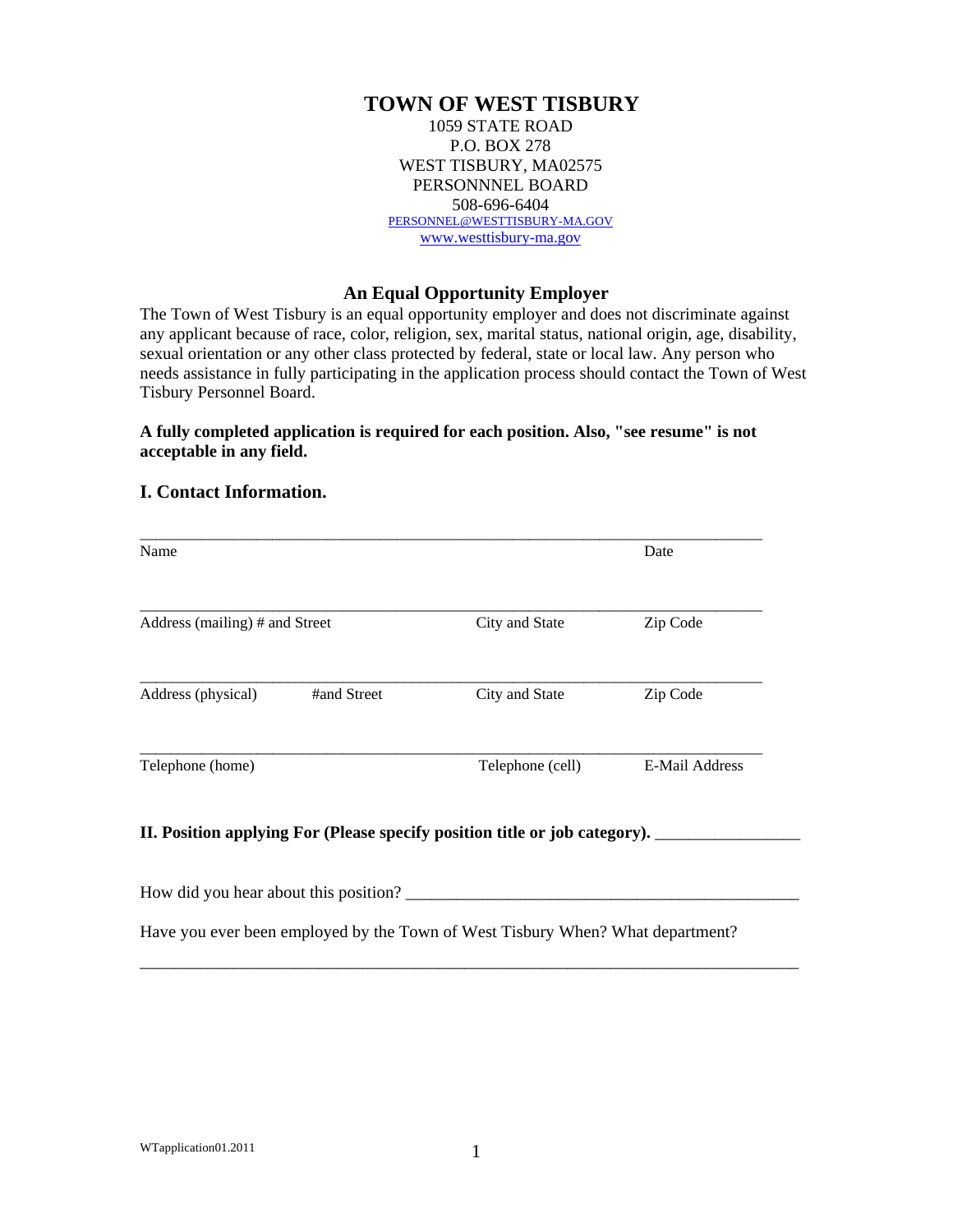# TOWN OF WEST TISBURY

1059 STATE ROAD
P.O. BOX 278
WEST TISBURY, MA02575
PERSONNNEL BOARD
508-696-6404
PERSONNEL@WESTTISBURY-MA.GOV
www.westtisbury-ma.gov

## An Equal Opportunity Employer

The Town of West Tisbury is an equal opportunity employer and does not discriminate against any applicant because of race, color, religion, sex, marital status, national origin, age, disability, sexual orientation or any other class protected by federal, state or local law. Any person who needs assistance in fully participating in the application process should contact the Town of West Tisbury Personnel Board.

**A fully completed application is required for each position. Also, "see resume" is not acceptable in any field.**

## I. Contact Information.

______________________________________________________________________________

Name                                                                                    Date

______________________________________________________________________________

Address (mailing) # and Street                    City and State                    Zip Code

______________________________________________________________________________

Address (physical)          #and Street          City and State                    Zip Code

______________________________________________________________________________

Telephone (home)                                    Telephone (cell)                E-Mail Address

**II. Position applying For (Please specify position title or job category).** ________________

How did you hear about this position? _______________________________________________

Have you ever been employed by the Town of West Tisbury When? What department?

________________________________________________________________________________

WTapplication01.2011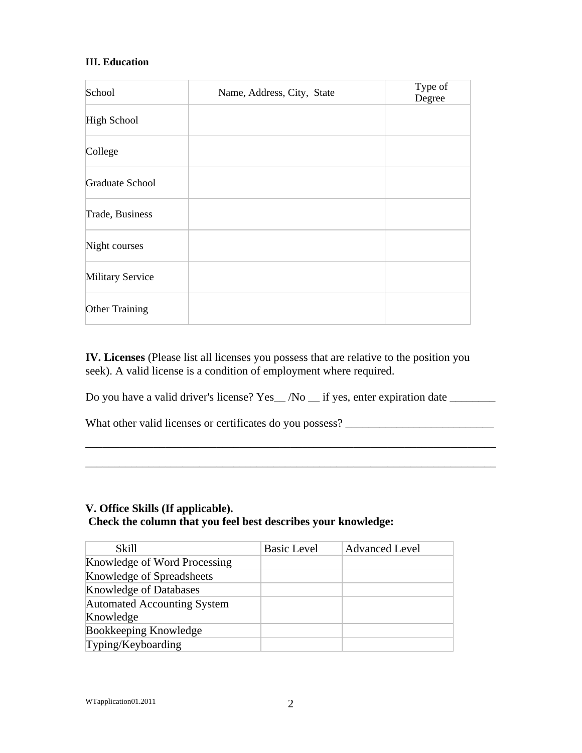### III. Education

| School | Name, Address, City, State | Type of Degree |
|---|---|---|
| High School | | |
| College | | |
| Graduate School | | |
| Trade, Business | | |
| Night courses | | |
| Military Service | | |
| Other Training | | |

**IV. Licenses** (Please list all licenses you possess that are relative to the position you seek). A valid license is a condition of employment where required.

Do you have a valid driver's license? Yes__ /No __ if yes, enter expiration date ________

What other valid licenses or certificates do you possess? _________________________

___________________________________________________________________________

___________________________________________________________________________

### V. Office Skills (If applicable).

**Check the column that you feel best describes your knowledge:**

| Skill | Basic Level | Advanced Level |
|---|---|---|
| Knowledge of Word Processing | | |
| Knowledge of Spreadsheets | | |
| Knowledge of Databases | | |
| Automated Accounting System Knowledge | | |
| Bookkeeping Knowledge | | |
| Typing/Keyboarding | | |

WTapplication01.2011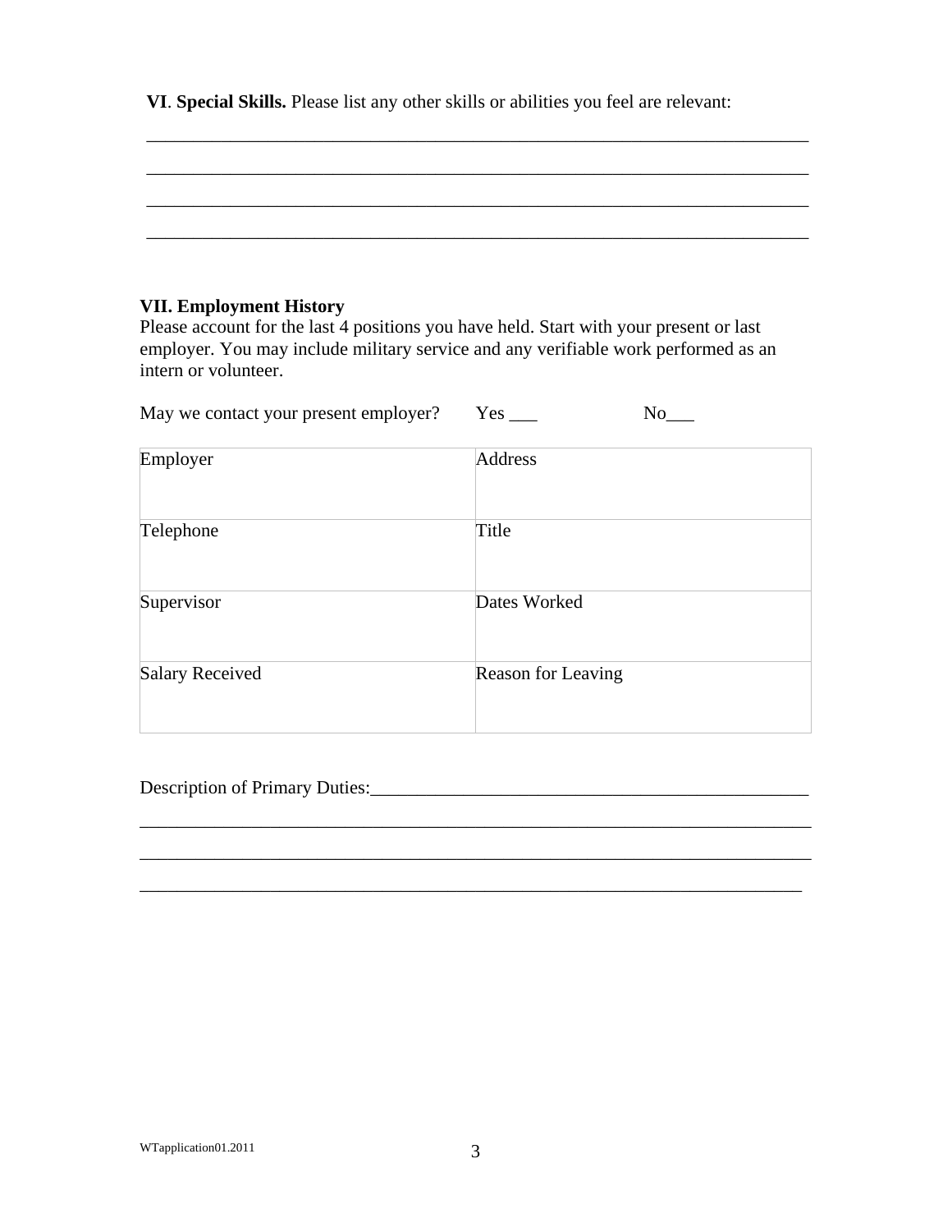**VI**. **Special Skills.** Please list any other skills or abilities you feel are relevant:

_________________________________________________________________________

_________________________________________________________________________

_________________________________________________________________________

_________________________________________________________________________

**VII. Employment History**

Please account for the last 4 positions you have held. Start with your present or last employer. You may include military service and any verifiable work performed as an intern or volunteer.

May we contact your present employer? Yes ___ No___

| Employer | Address |
|---|---|
| Telephone | Title |
| Supervisor | Dates Worked |
| Salary Received | Reason for Leaving |

Description of Primary Duties:_______________________________________________

_________________________________________________________________________

_________________________________________________________________________

_________________________________________________________________________

WTapplication01.2011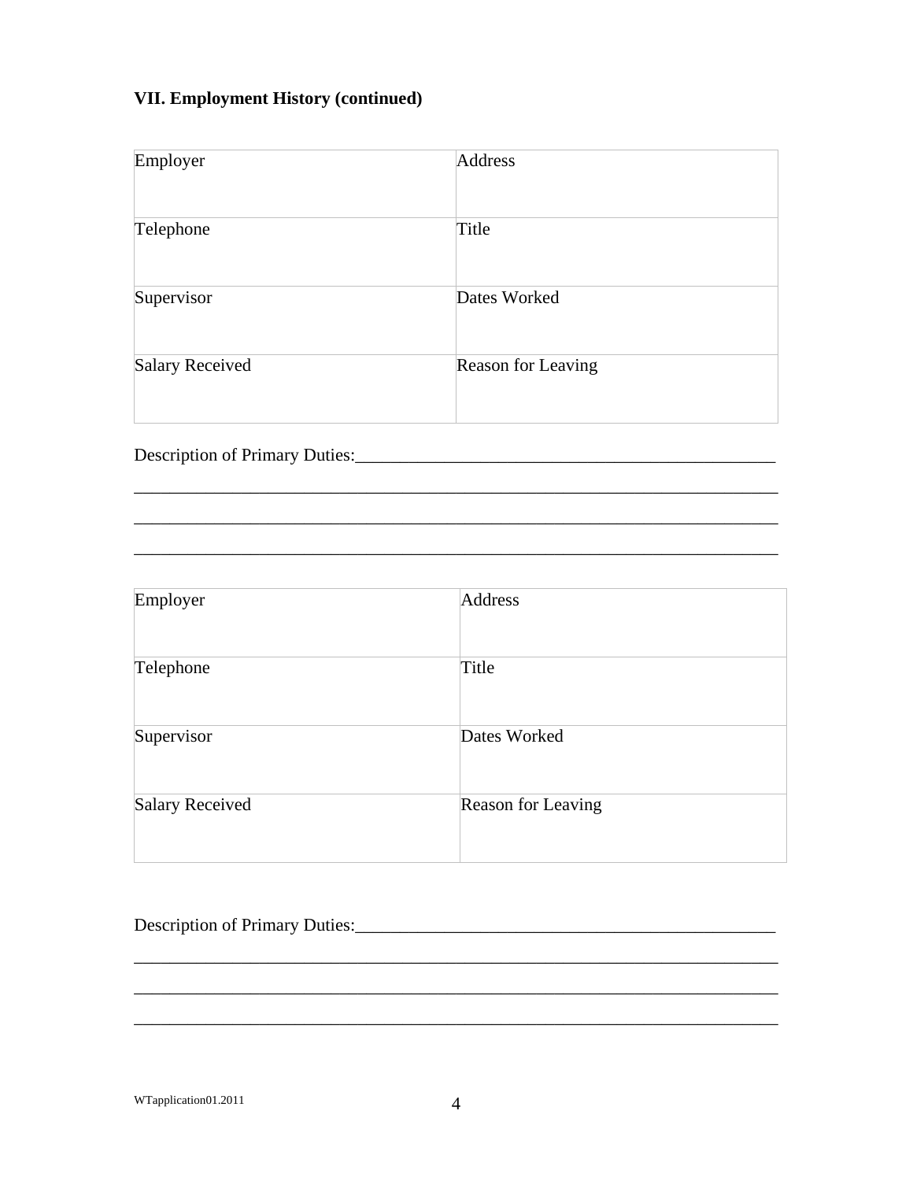### VII. Employment History (continued)

| Employer | Address |
|---|---|
| Telephone | Title |
| Supervisor | Dates Worked |
| Salary Received | Reason for Leaving |

Description of Primary Duties:_______________________________________________

_____________________________________________________________________________

_____________________________________________________________________________

_____________________________________________________________________________

| Employer | Address |
|---|---|
| Telephone | Title |
| Supervisor | Dates Worked |
| Salary Received | Reason for Leaving |

Description of Primary Duties:_______________________________________________

_____________________________________________________________________________

_____________________________________________________________________________

_____________________________________________________________________________

WTapplication01.2011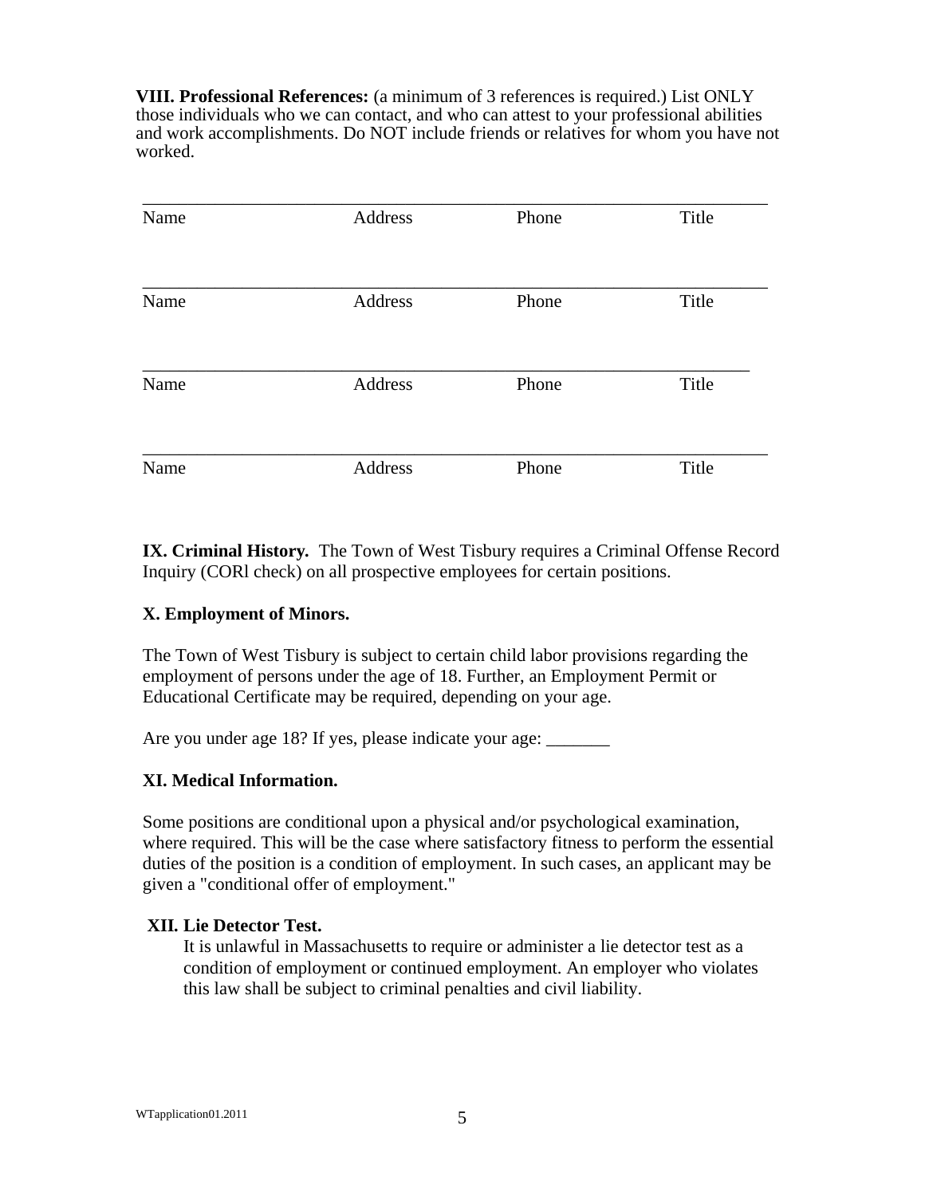**VIII. Professional References:** (a minimum of 3 references is required.) List ONLY those individuals who we can contact, and who can attest to your professional abilities and work accomplishments. Do NOT include friends or relatives for whom you have not worked.

| Name | Address | Phone | Title |
|---|---|---|---|
| | | | |

| Name | Address | Phone | Title |
|---|---|---|---|
| | | | |

| Name | Address | Phone | Title |
|---|---|---|---|
| | | | |

| Name | Address | Phone | Title |
|---|---|---|---|
| | | | |

**IX. Criminal History.** The Town of West Tisbury requires a Criminal Offense Record Inquiry (CORl check) on all prospective employees for certain positions.

**X. Employment of Minors.**

The Town of West Tisbury is subject to certain child labor provisions regarding the employment of persons under the age of 18. Further, an Employment Permit or Educational Certificate may be required, depending on your age.

Are you under age 18? If yes, please indicate your age: _______

**XI. Medical Information.**

Some positions are conditional upon a physical and/or psychological examination, where required. This will be the case where satisfactory fitness to perform the essential duties of the position is a condition of employment. In such cases, an applicant may be given a "conditional offer of employment."

**XII. Lie Detector Test.**

It is unlawful in Massachusetts to require or administer a lie detector test as a condition of employment or continued employment. An employer who violates this law shall be subject to criminal penalties and civil liability.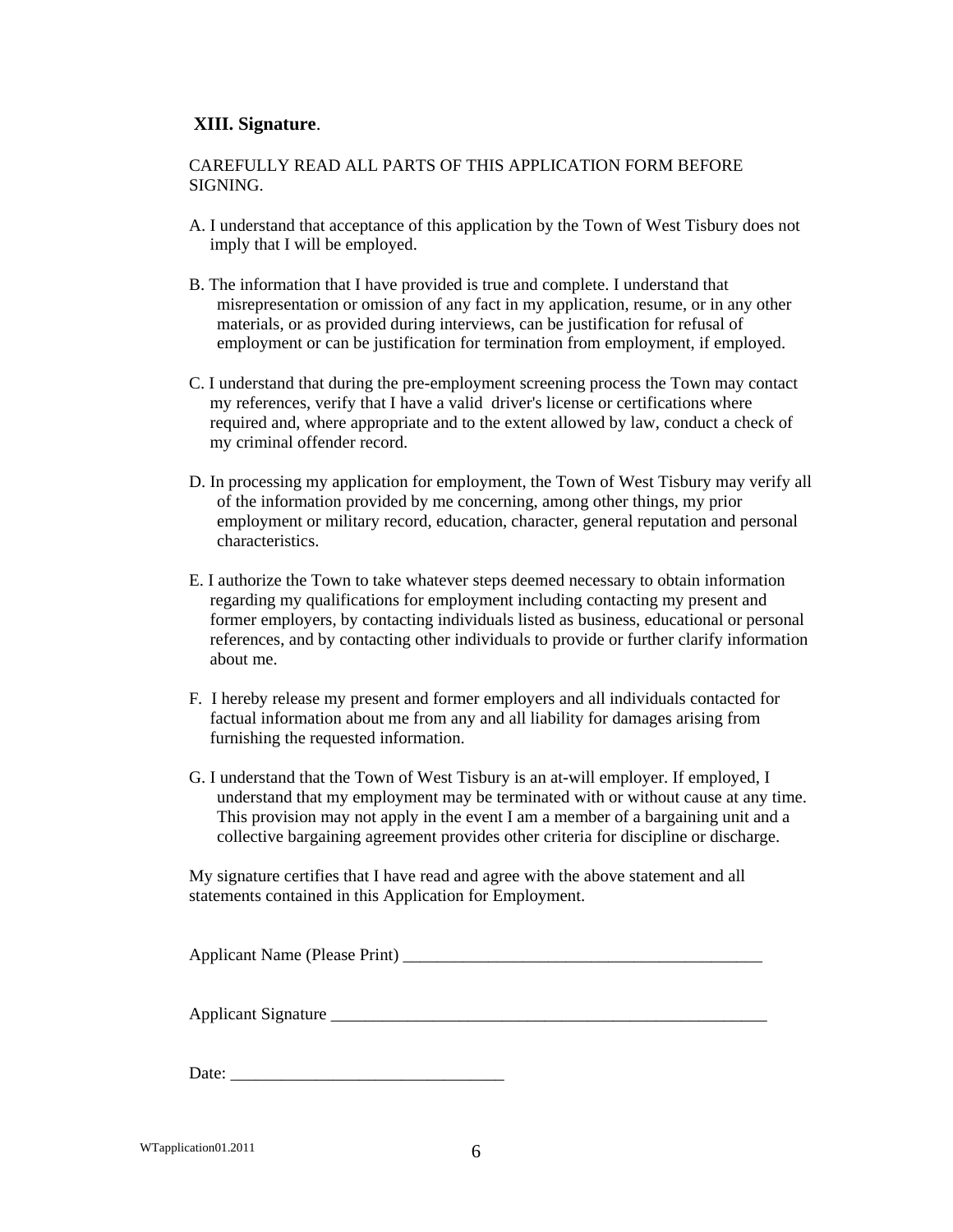**XIII. Signature**.

CAREFULLY READ ALL PARTS OF THIS APPLICATION FORM BEFORE SIGNING.

A. I understand that acceptance of this application by the Town of West Tisbury does not imply that I will be employed.

B. The information that I have provided is true and complete. I understand that misrepresentation or omission of any fact in my application, resume, or in any other materials, or as provided during interviews, can be justification for refusal of employment or can be justification for termination from employment, if employed.

C. I understand that during the pre-employment screening process the Town may contact my references, verify that I have a valid driver's license or certifications where required and, where appropriate and to the extent allowed by law, conduct a check of my criminal offender record.

D. In processing my application for employment, the Town of West Tisbury may verify all of the information provided by me concerning, among other things, my prior employment or military record, education, character, general reputation and personal characteristics.

E. I authorize the Town to take whatever steps deemed necessary to obtain information regarding my qualifications for employment including contacting my present and former employers, by contacting individuals listed as business, educational or personal references, and by contacting other individuals to provide or further clarify information about me.

F. I hereby release my present and former employers and all individuals contacted for factual information about me from any and all liability for damages arising from furnishing the requested information.

G. I understand that the Town of West Tisbury is an at-will employer. If employed, I understand that my employment may be terminated with or without cause at any time. This provision may not apply in the event I am a member of a bargaining unit and a collective bargaining agreement provides other criteria for discipline or discharge.

My signature certifies that I have read and agree with the above statement and all statements contained in this Application for Employment.

Applicant Name (Please Print) ___________________________________________

Applicant Signature _____________________________________________________

Date: ________________________________

WTapplication01.2011